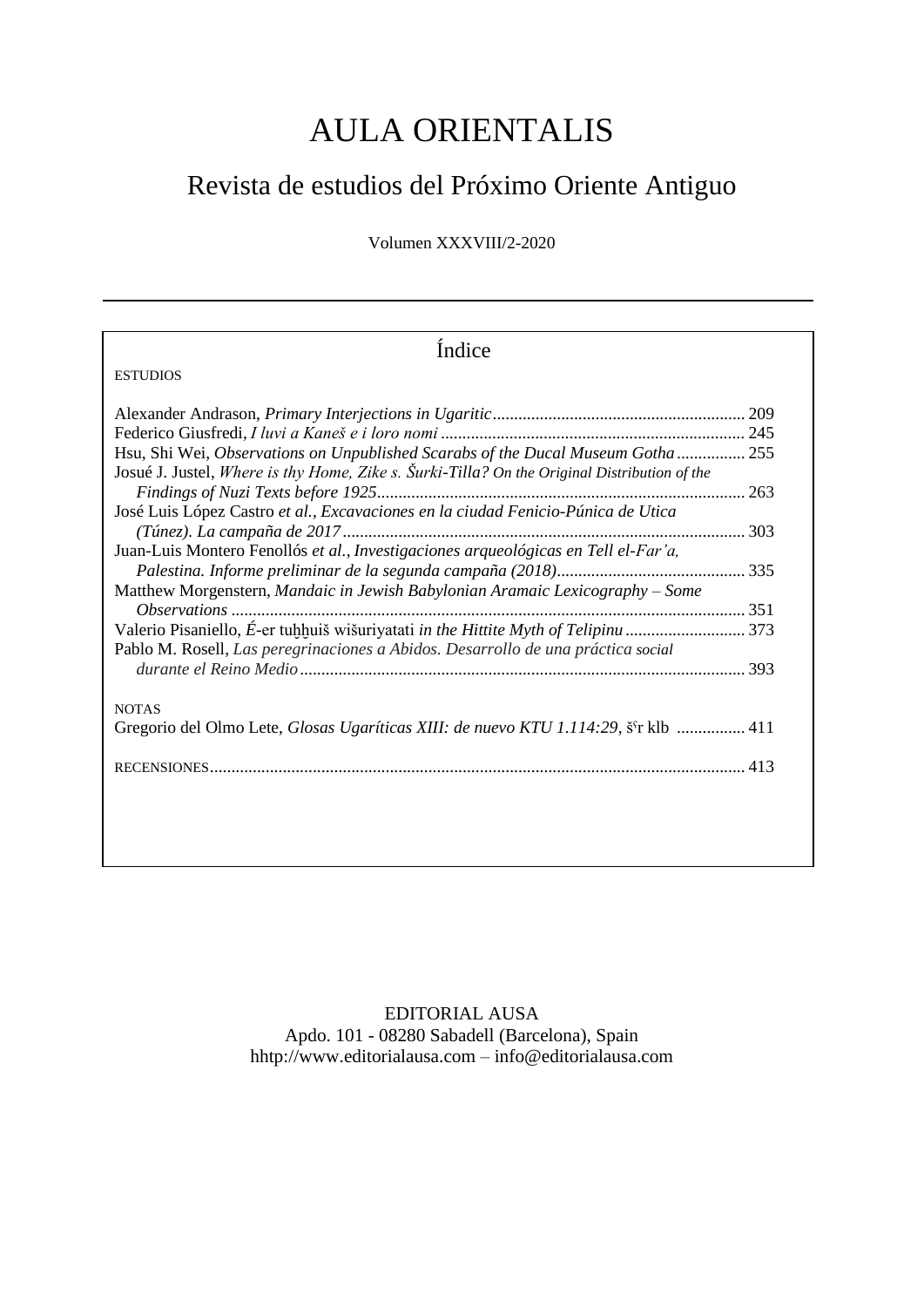# AULA ORIENTALIS

## Revista de estudios del Próximo Oriente Antiguo

Volumen XXXVIII/2-2020

---

### Índice

ESTUDIOS

Alexander Andrason, *Primary Interjections in Ugaritic* .......... 209
Federico Giusfredi, *I luvi a Kaneš e i loro nomi* .......... 245
Hsu, Shi Wei, *Observations on Unpublished Scarabs of the Ducal Museum Gotha* .......... 255
Josué J. Justel, *Where is thy Home, Zike s. Šurki-Tilla? On the Original Distribution of the Findings of Nuzi Texts before 1925* .......... 263
José Luis López Castro *et al.*, *Excavaciones en la ciudad Fenicio-Púnica de Utica (Túnez). La campaña de 2017* .......... 303
Juan-Luis Montero Fenollós *et al.*, *Investigaciones arqueológicas en Tell el-Far'a, Palestina. Informe preliminar de la segunda campaña (2018)* .......... 335
Matthew Morgenstern, *Mandaic in Jewish Babylonian Aramaic Lexicography – Some Observations* .......... 351
Valerio Pisaniello, *É*-er tuḫḫuiš wišuriyatati *in the Hittite Myth of Telipinu* .......... 373
Pablo M. Rosell, *Las peregrinaciones a Abidos. Desarrollo de una práctica social durante el Reino Medio* .......... 393

NOTAS

Gregorio del Olmo Lete, *Glosas Ugaríticas XIII: de nuevo KTU 1.114:29*, šʿr klb .......... 411

RECENSIONES .......... 413

EDITORIAL AUSA
Apdo. 101 - 08280 Sabadell (Barcelona), Spain
hhttp://www.editorialausa.com – info@editorialausa.com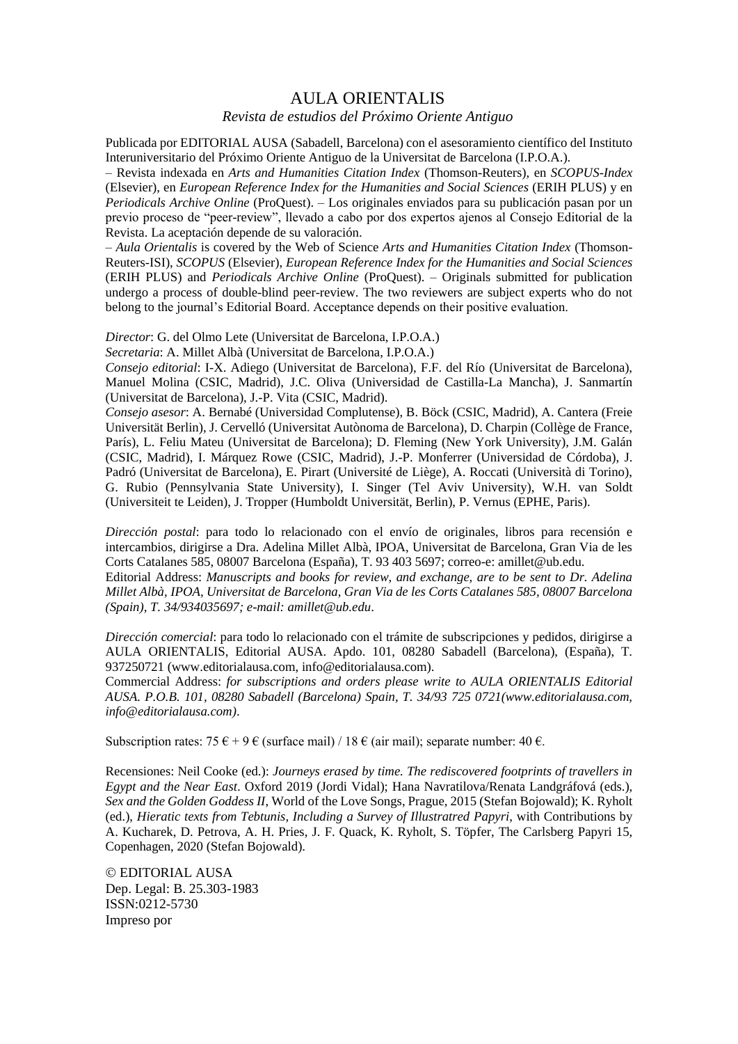# AULA ORIENTALIS

*Revista de estudios del Próximo Oriente Antiguo*

Publicada por EDITORIAL AUSA (Sabadell, Barcelona) con el asesoramiento científico del Instituto Interuniversitario del Próximo Oriente Antiguo de la Universitat de Barcelona (I.P.O.A.).

– Revista indexada en *Arts and Humanities Citation Index* (Thomson-Reuters), en *SCOPUS-Index* (Elsevier), en *European Reference Index for the Humanities and Social Sciences* (ERIH PLUS) y en *Periodicals Archive Online* (ProQuest). – Los originales enviados para su publicación pasan por un previo proceso de "peer-review", llevado a cabo por dos expertos ajenos al Consejo Editorial de la Revista. La aceptación depende de su valoración.

– *Aula Orientalis* is covered by the Web of Science *Arts and Humanities Citation Index* (Thomson-Reuters-ISI), *SCOPUS* (Elsevier), *European Reference Index for the Humanities and Social Sciences* (ERIH PLUS) and *Periodicals Archive Online* (ProQuest). – Originals submitted for publication undergo a process of double-blind peer-review. The two reviewers are subject experts who do not belong to the journal's Editorial Board. Acceptance depends on their positive evaluation.

*Director*: G. del Olmo Lete (Universitat de Barcelona, I.P.O.A.)

*Secretaria*: A. Millet Albà (Universitat de Barcelona, I.P.O.A.)

*Consejo editorial*: I-X. Adiego (Universitat de Barcelona), F.F. del Río (Universitat de Barcelona), Manuel Molina (CSIC, Madrid), J.C. Oliva (Universidad de Castilla-La Mancha), J. Sanmartín (Universitat de Barcelona), J.-P. Vita (CSIC, Madrid).

*Consejo asesor*: A. Bernabé (Universidad Complutense), B. Böck (CSIC, Madrid), A. Cantera (Freie Universität Berlin), J. Cervelló (Universitat Autònoma de Barcelona), D. Charpin (Collège de France, París), L. Feliu Mateu (Universitat de Barcelona); D. Fleming (New York University), J.M. Galán (CSIC, Madrid), I. Márquez Rowe (CSIC, Madrid), J.-P. Monferrer (Universidad de Córdoba), J. Padró (Universitat de Barcelona), E. Pirart (Université de Liège), A. Roccati (Università di Torino), G. Rubio (Pennsylvania State University), I. Singer (Tel Aviv University), W.H. van Soldt (Universiteit te Leiden), J. Tropper (Humboldt Universität, Berlin), P. Vernus (EPHE, Paris).

*Dirección postal*: para todo lo relacionado con el envío de originales, libros para recensión e intercambios, dirigirse a Dra. Adelina Millet Albà, IPOA, Universitat de Barcelona, Gran Via de les Corts Catalanes 585, 08007 Barcelona (España), T. 93 403 5697; correo-e: amillet@ub.edu.

Editorial Address: *Manuscripts and books for review, and exchange, are to be sent to Dr. Adelina Millet Albà, IPOA, Universitat de Barcelona, Gran Via de les Corts Catalanes 585, 08007 Barcelona (Spain), T. 34/934035697; e-mail: amillet@ub.edu*.

*Dirección comercial*: para todo lo relacionado con el trámite de subscripciones y pedidos, dirigirse a AULA ORIENTALIS, Editorial AUSA. Apdo. 101, 08280 Sabadell (Barcelona), (España), T. 937250721 (www.editorialausa.com, info@editorialausa.com).

Commercial Address: *for subscriptions and orders please write to AULA ORIENTALIS Editorial AUSA. P.O.B. 101, 08280 Sabadell (Barcelona) Spain, T. 34/93 725 0721(www.editorialausa.com, info@editorialausa.com)*.

Subscription rates: 75 € + 9 € (surface mail) / 18 € (air mail); separate number: 40 €.

Recensiones: Neil Cooke (ed.): *Journeys erased by time. The rediscovered footprints of travellers in Egypt and the Near East*. Oxford 2019 (Jordi Vidal); Hana Navratilova/Renata Landgráfová (eds.), *Sex and the Golden Goddess II*, World of the Love Songs, Prague, 2015 (Stefan Bojowald); K. Ryholt (ed.), *Hieratic texts from Tebtunis, Including a Survey of Illustratred Papyri*, with Contributions by A. Kucharek, D. Petrova, A. H. Pries, J. F. Quack, K. Ryholt, S. Töpfer, The Carlsberg Papyri 15, Copenhagen, 2020 (Stefan Bojowald).

© EDITORIAL AUSA
Dep. Legal: B. 25.303-1983
ISSN:0212-5730
Impreso por